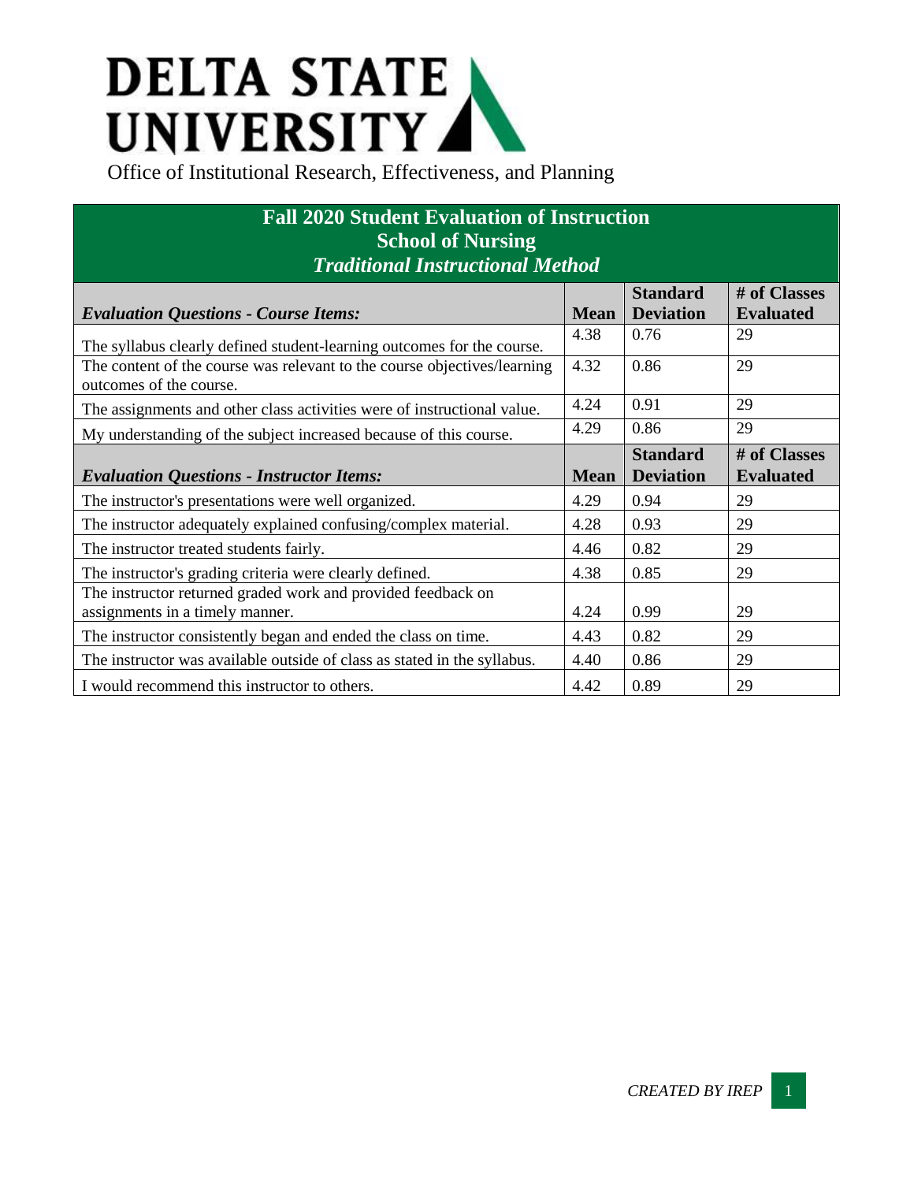# DELTA STATE UNIVERSITY

Office of Institutional Research, Effectiveness, and Planning

## Fall 2020 Student Evaluation of Instruction
## School of Nursing
### *Traditional Instructional Method*

| *Evaluation Questions - Course Items:* | Mean | Standard Deviation | # of Classes Evaluated |
|---|---|---|---|
| The syllabus clearly defined student-learning outcomes for the course. | 4.38 | 0.76 | 29 |
| The content of the course was relevant to the course objectives/learning outcomes of the course. | 4.32 | 0.86 | 29 |
| The assignments and other class activities were of instructional value. | 4.24 | 0.91 | 29 |
| My understanding of the subject increased because of this course. | 4.29 | 0.86 | 29 |
| ***Evaluation Questions - Instructor Items:*** | **Mean** | **Standard Deviation** | **# of Classes Evaluated** |
| The instructor's presentations were well organized. | 4.29 | 0.94 | 29 |
| The instructor adequately explained confusing/complex material. | 4.28 | 0.93 | 29 |
| The instructor treated students fairly. | 4.46 | 0.82 | 29 |
| The instructor's grading criteria were clearly defined. | 4.38 | 0.85 | 29 |
| The instructor returned graded work and provided feedback on assignments in a timely manner. | 4.24 | 0.99 | 29 |
| The instructor consistently began and ended the class on time. | 4.43 | 0.82 | 29 |
| The instructor was available outside of class as stated in the syllabus. | 4.40 | 0.86 | 29 |
| I would recommend this instructor to others. | 4.42 | 0.89 | 29 |

*CREATED BY IREP*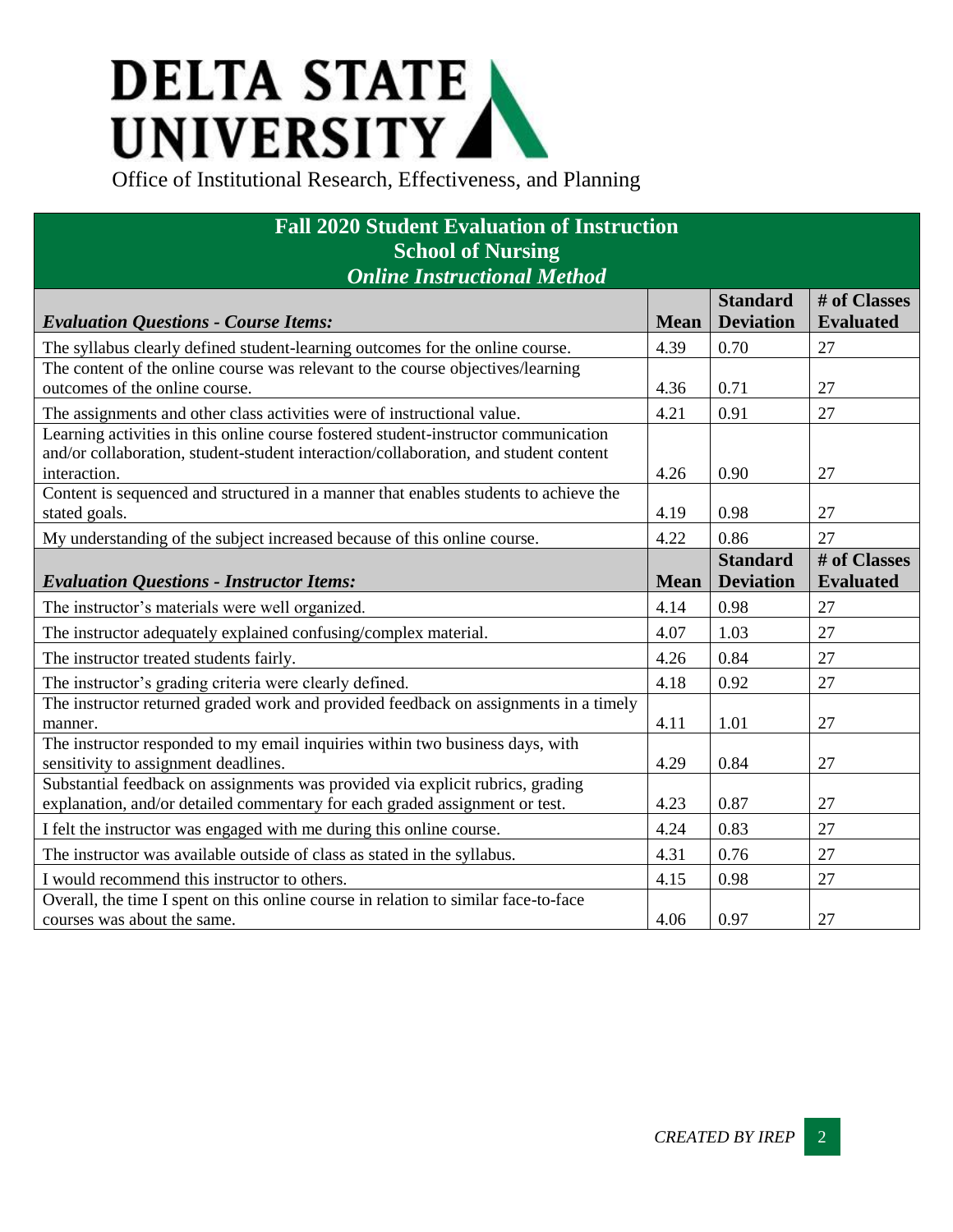# DELTA STATE UNIVERSITY

Office of Institutional Research, Effectiveness, and Planning

## Fall 2020 Student Evaluation of Instruction
## School of Nursing
### *Online Instructional Method*

| *Evaluation Questions - Course Items:* | Mean | Standard Deviation | # of Classes Evaluated |
|---|---|---|---|
| The syllabus clearly defined student-learning outcomes for the online course. | 4.39 | 0.70 | 27 |
| The content of the online course was relevant to the course objectives/learning outcomes of the online course. | 4.36 | 0.71 | 27 |
| The assignments and other class activities were of instructional value. | 4.21 | 0.91 | 27 |
| Learning activities in this online course fostered student-instructor communication and/or collaboration, student-student interaction/collaboration, and student content interaction. | 4.26 | 0.90 | 27 |
| Content is sequenced and structured in a manner that enables students to achieve the stated goals. | 4.19 | 0.98 | 27 |
| My understanding of the subject increased because of this online course. | 4.22 | 0.86 | 27 |
| ***Evaluation Questions - Instructor Items:*** | **Mean** | **Standard Deviation** | **# of Classes Evaluated** |
| The instructor's materials were well organized. | 4.14 | 0.98 | 27 |
| The instructor adequately explained confusing/complex material. | 4.07 | 1.03 | 27 |
| The instructor treated students fairly. | 4.26 | 0.84 | 27 |
| The instructor's grading criteria were clearly defined. | 4.18 | 0.92 | 27 |
| The instructor returned graded work and provided feedback on assignments in a timely manner. | 4.11 | 1.01 | 27 |
| The instructor responded to my email inquiries within two business days, with sensitivity to assignment deadlines. | 4.29 | 0.84 | 27 |
| Substantial feedback on assignments was provided via explicit rubrics, grading explanation, and/or detailed commentary for each graded assignment or test. | 4.23 | 0.87 | 27 |
| I felt the instructor was engaged with me during this online course. | 4.24 | 0.83 | 27 |
| The instructor was available outside of class as stated in the syllabus. | 4.31 | 0.76 | 27 |
| I would recommend this instructor to others. | 4.15 | 0.98 | 27 |
| Overall, the time I spent on this online course in relation to similar face-to-face courses was about the same. | 4.06 | 0.97 | 27 |

*CREATED BY IREP*